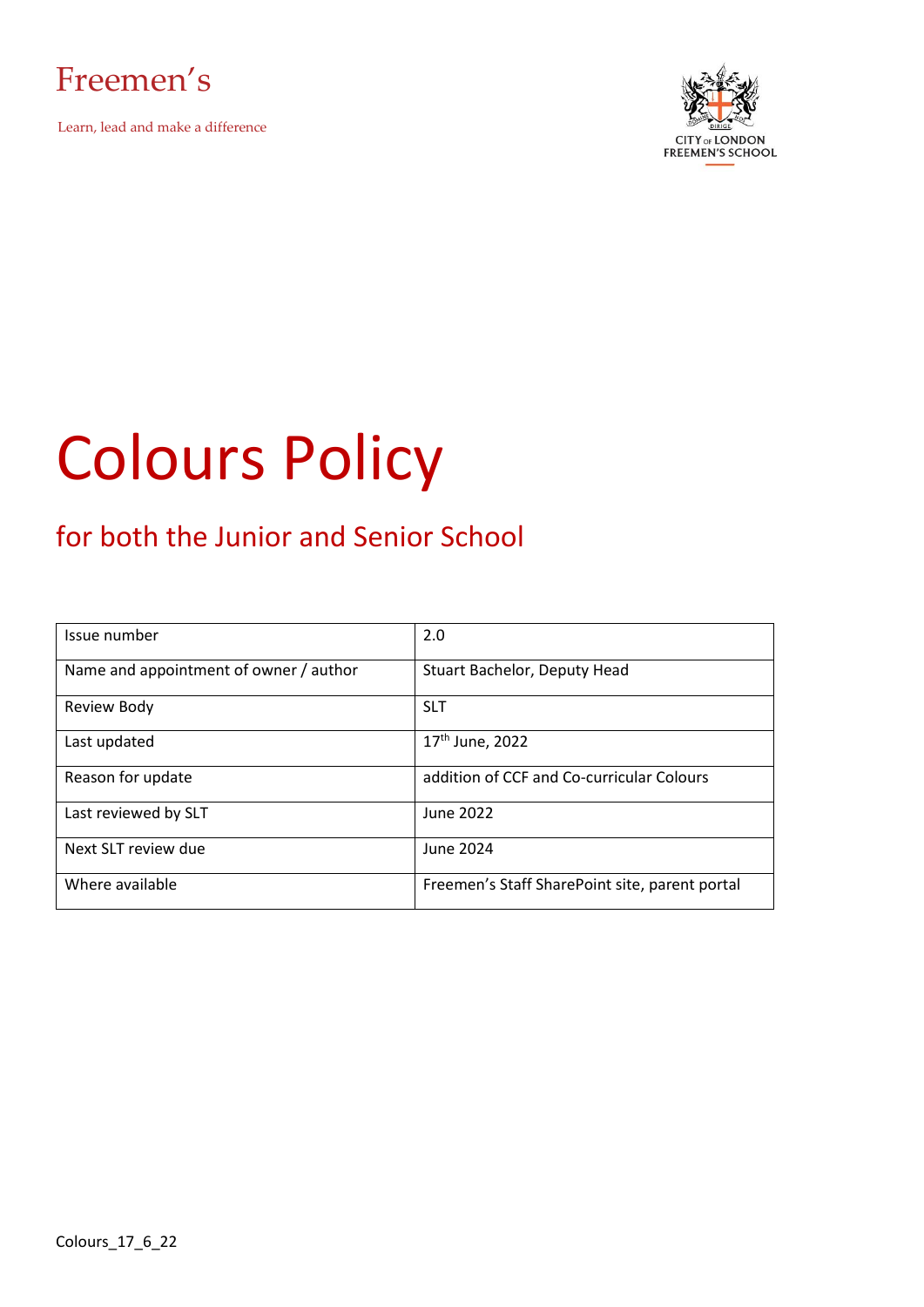Freemen's

Learn, lead and make a difference

CITY OF LONDON FREEMEN'S SCHOOL

# Colours Policy

## for both the Junior and Senior School

| Issue number | 2.0 |
|---|---|
| Name and appointment of owner / author | Stuart Bachelor, Deputy Head |
| Review Body | SLT |
| Last updated | 17th June, 2022 |
| Reason for update | addition of CCF and Co-curricular Colours |
| Last reviewed by SLT | June 2022 |
| Next SLT review due | June 2024 |
| Where available | Freemen's Staff SharePoint site, parent portal |

Colours_17_6_22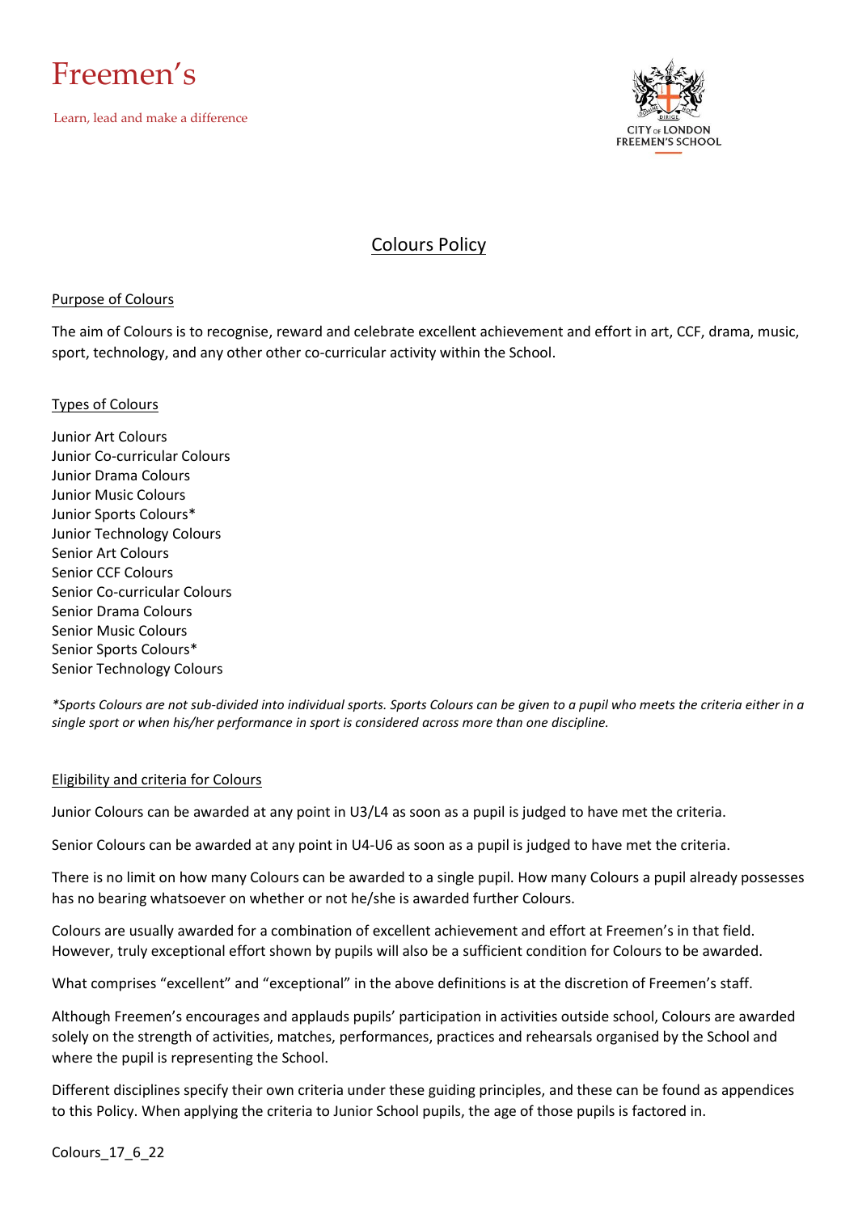Freemen's

Learn, lead and make a difference

CITY of LONDON
FREEMEN'S SCHOOL

# Colours Policy

## Purpose of Colours

The aim of Colours is to recognise, reward and celebrate excellent achievement and effort in art, CCF, drama, music, sport, technology, and any other other co-curricular activity within the School.

## Types of Colours

Junior Art Colours
Junior Co-curricular Colours
Junior Drama Colours
Junior Music Colours
Junior Sports Colours*
Junior Technology Colours
Senior Art Colours
Senior CCF Colours
Senior Co-curricular Colours
Senior Drama Colours
Senior Music Colours
Senior Sports Colours*
Senior Technology Colours

*\*Sports Colours are not sub-divided into individual sports. Sports Colours can be given to a pupil who meets the criteria either in a single sport or when his/her performance in sport is considered across more than one discipline.*

## Eligibility and criteria for Colours

Junior Colours can be awarded at any point in U3/L4 as soon as a pupil is judged to have met the criteria.

Senior Colours can be awarded at any point in U4-U6 as soon as a pupil is judged to have met the criteria.

There is no limit on how many Colours can be awarded to a single pupil. How many Colours a pupil already possesses has no bearing whatsoever on whether or not he/she is awarded further Colours.

Colours are usually awarded for a combination of excellent achievement and effort at Freemen's in that field. However, truly exceptional effort shown by pupils will also be a sufficient condition for Colours to be awarded.

What comprises "excellent" and "exceptional" in the above definitions is at the discretion of Freemen's staff.

Although Freemen's encourages and applauds pupils' participation in activities outside school, Colours are awarded solely on the strength of activities, matches, performances, practices and rehearsals organised by the School and where the pupil is representing the School.

Different disciplines specify their own criteria under these guiding principles, and these can be found as appendices to this Policy. When applying the criteria to Junior School pupils, the age of those pupils is factored in.

Colours_17_6_22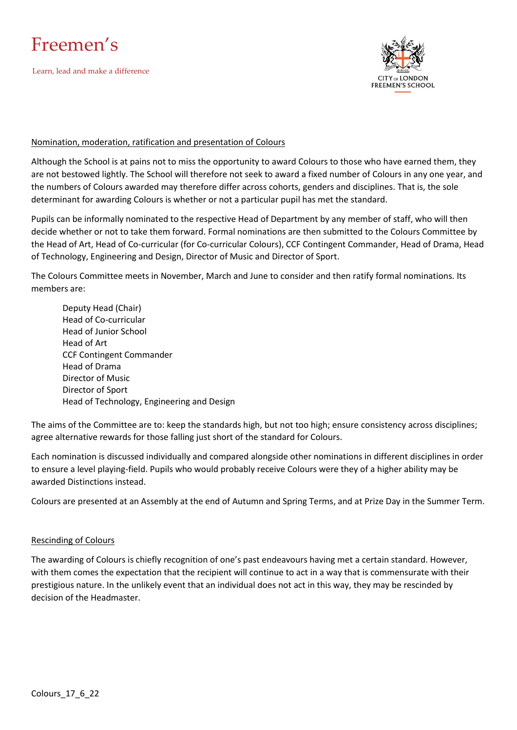## Nomination, moderation, ratification and presentation of Colours

Although the School is at pains not to miss the opportunity to award Colours to those who have earned them, they are not bestowed lightly. The School will therefore not seek to award a fixed number of Colours in any one year, and the numbers of Colours awarded may therefore differ across cohorts, genders and disciplines. That is, the sole determinant for awarding Colours is whether or not a particular pupil has met the standard.

Pupils can be informally nominated to the respective Head of Department by any member of staff, who will then decide whether or not to take them forward. Formal nominations are then submitted to the Colours Committee by the Head of Art, Head of Co-curricular (for Co-curricular Colours), CCF Contingent Commander, Head of Drama, Head of Technology, Engineering and Design, Director of Music and Director of Sport.

The Colours Committee meets in November, March and June to consider and then ratify formal nominations. Its members are:

- Deputy Head (Chair)
- Head of Co-curricular
- Head of Junior School
- Head of Art
- CCF Contingent Commander
- Head of Drama
- Director of Music
- Director of Sport
- Head of Technology, Engineering and Design

The aims of the Committee are to: keep the standards high, but not too high; ensure consistency across disciplines; agree alternative rewards for those falling just short of the standard for Colours.

Each nomination is discussed individually and compared alongside other nominations in different disciplines in order to ensure a level playing-field. Pupils who would probably receive Colours were they of a higher ability may be awarded Distinctions instead.

Colours are presented at an Assembly at the end of Autumn and Spring Terms, and at Prize Day in the Summer Term.

## Rescinding of Colours

The awarding of Colours is chiefly recognition of one's past endeavours having met a certain standard. However, with them comes the expectation that the recipient will continue to act in a way that is commensurate with their prestigious nature. In the unlikely event that an individual does not act in this way, they may be rescinded by decision of the Headmaster.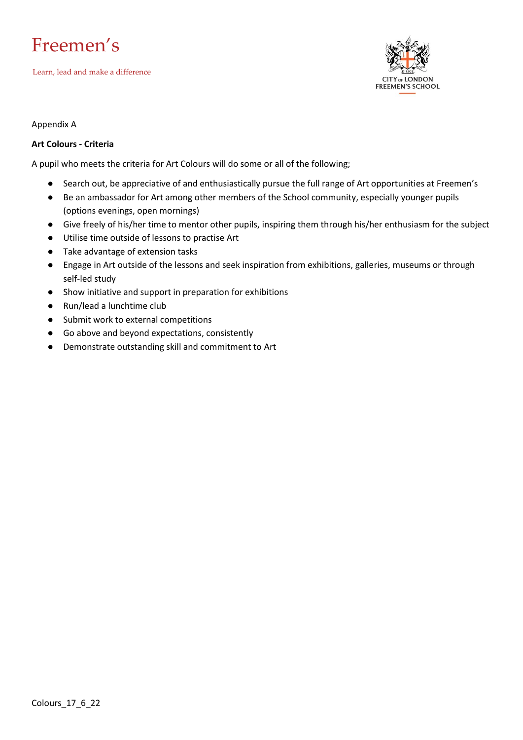Appendix A

**Art Colours - Criteria**

A pupil who meets the criteria for Art Colours will do some or all of the following;

- Search out, be appreciative of and enthusiastically pursue the full range of Art opportunities at Freemen's
- Be an ambassador for Art among other members of the School community, especially younger pupils (options evenings, open mornings)
- Give freely of his/her time to mentor other pupils, inspiring them through his/her enthusiasm for the subject
- Utilise time outside of lessons to practise Art
- Take advantage of extension tasks
- Engage in Art outside of the lessons and seek inspiration from exhibitions, galleries, museums or through self-led study
- Show initiative and support in preparation for exhibitions
- Run/lead a lunchtime club
- Submit work to external competitions
- Go above and beyond expectations, consistently
- Demonstrate outstanding skill and commitment to Art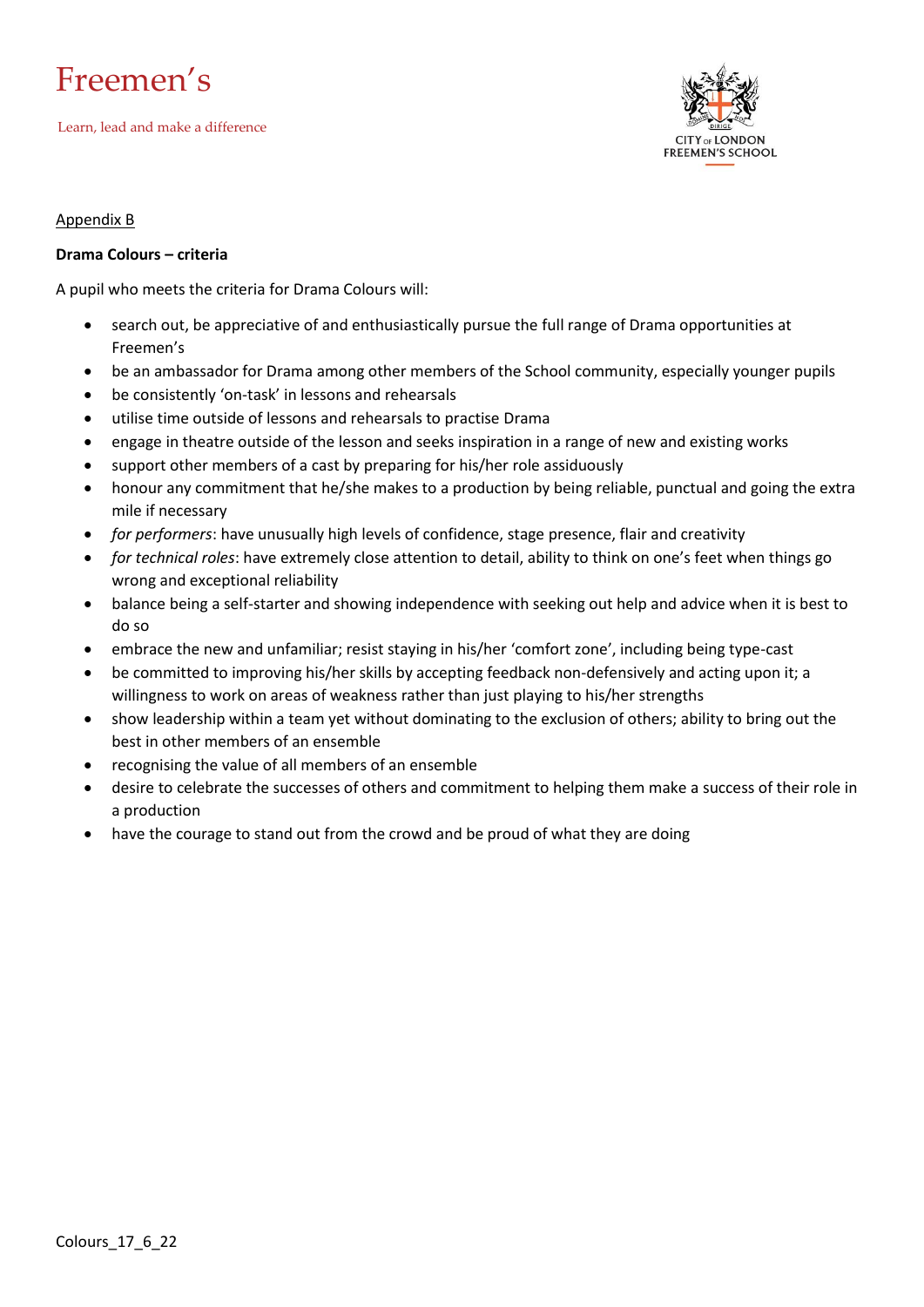Appendix B

**Drama Colours – criteria**

A pupil who meets the criteria for Drama Colours will:

- search out, be appreciative of and enthusiastically pursue the full range of Drama opportunities at Freemen's
- be an ambassador for Drama among other members of the School community, especially younger pupils
- be consistently 'on-task' in lessons and rehearsals
- utilise time outside of lessons and rehearsals to practise Drama
- engage in theatre outside of the lesson and seeks inspiration in a range of new and existing works
- support other members of a cast by preparing for his/her role assiduously
- honour any commitment that he/she makes to a production by being reliable, punctual and going the extra mile if necessary
- *for performers*: have unusually high levels of confidence, stage presence, flair and creativity
- *for technical roles*: have extremely close attention to detail, ability to think on one's feet when things go wrong and exceptional reliability
- balance being a self-starter and showing independence with seeking out help and advice when it is best to do so
- embrace the new and unfamiliar; resist staying in his/her 'comfort zone', including being type-cast
- be committed to improving his/her skills by accepting feedback non-defensively and acting upon it; a willingness to work on areas of weakness rather than just playing to his/her strengths
- show leadership within a team yet without dominating to the exclusion of others; ability to bring out the best in other members of an ensemble
- recognising the value of all members of an ensemble
- desire to celebrate the successes of others and commitment to helping them make a success of their role in a production
- have the courage to stand out from the crowd and be proud of what they are doing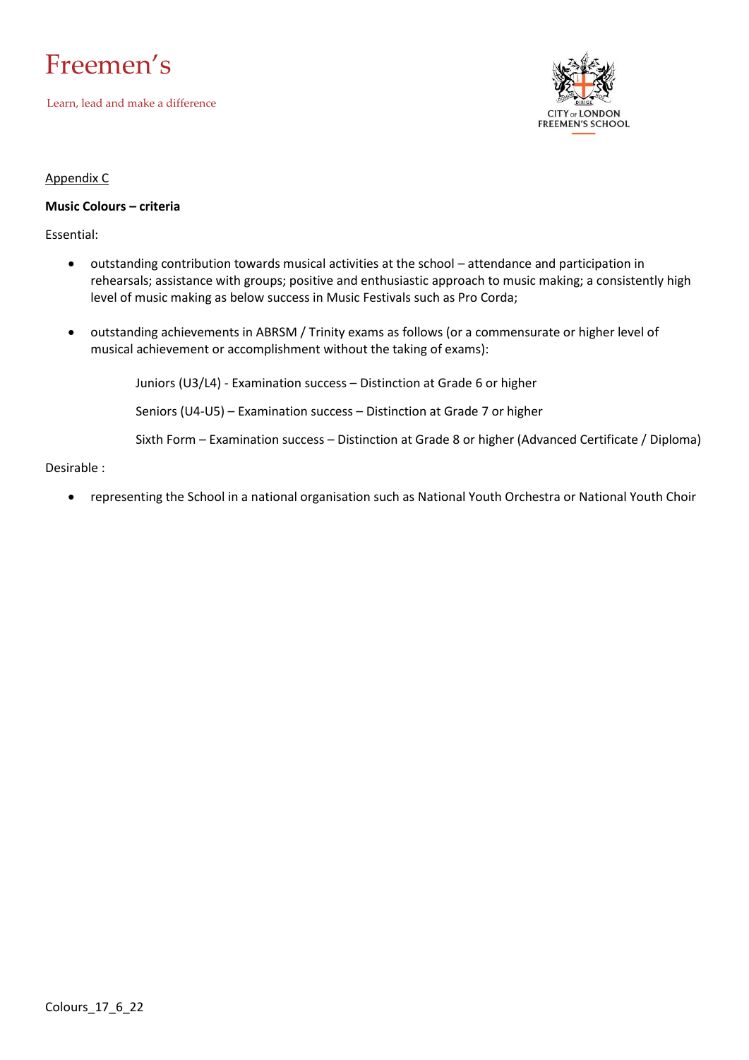Appendix C

**Music Colours – criteria**

Essential:

- outstanding contribution towards musical activities at the school – attendance and participation in rehearsals; assistance with groups; positive and enthusiastic approach to music making; a consistently high level of music making as below success in Music Festivals such as Pro Corda;
- outstanding achievements in ABRSM / Trinity exams as follows (or a commensurate or higher level of musical achievement or accomplishment without the taking of exams):

  Juniors (U3/L4) - Examination success – Distinction at Grade 6 or higher

  Seniors (U4-U5) – Examination success – Distinction at Grade 7 or higher

  Sixth Form – Examination success – Distinction at Grade 8 or higher (Advanced Certificate / Diploma)

Desirable :

- representing the School in a national organisation such as National Youth Orchestra or National Youth Choir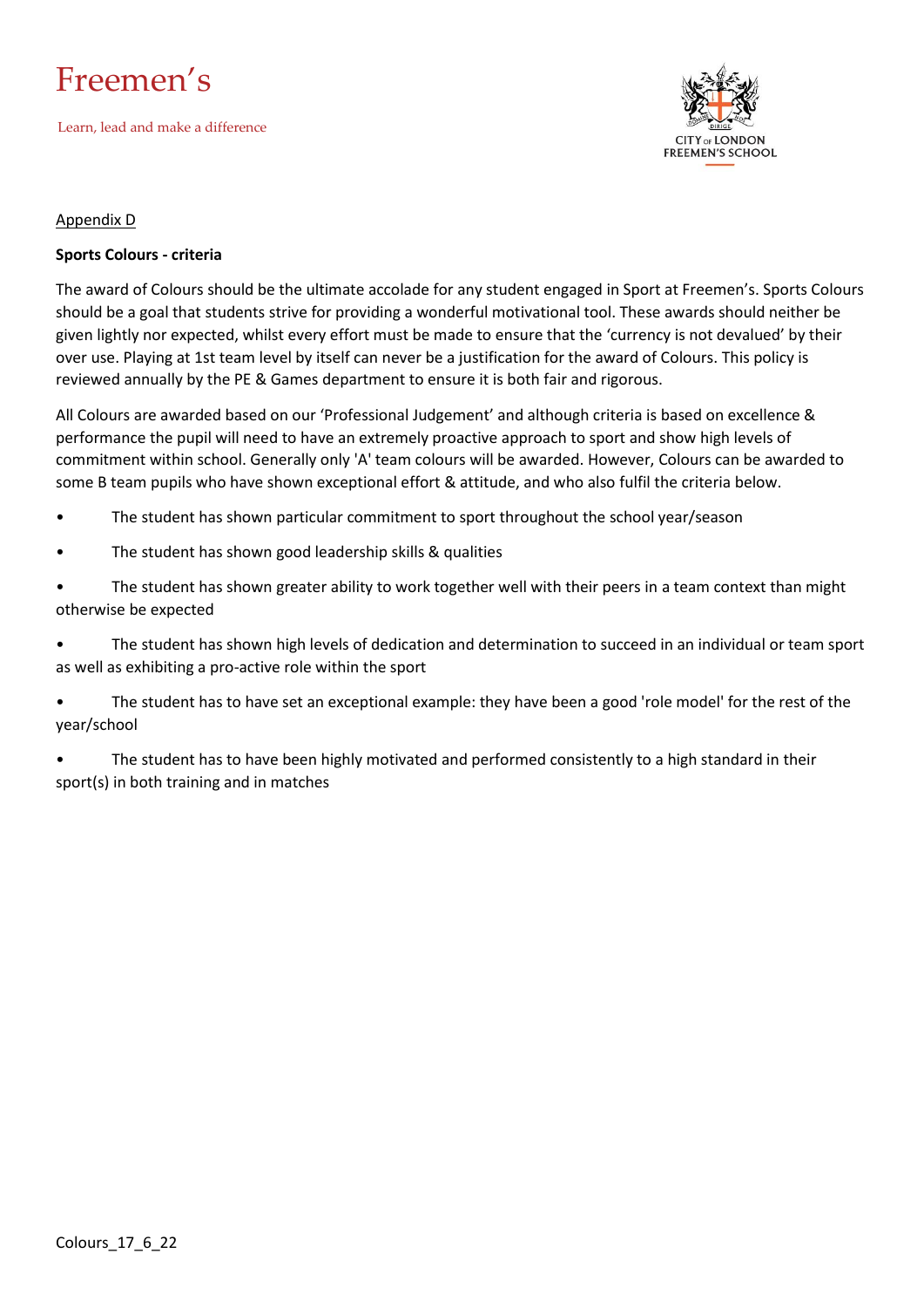Appendix D

**Sports Colours - criteria**

The award of Colours should be the ultimate accolade for any student engaged in Sport at Freemen's. Sports Colours should be a goal that students strive for providing a wonderful motivational tool. These awards should neither be given lightly nor expected, whilst every effort must be made to ensure that the 'currency is not devalued' by their over use. Playing at 1st team level by itself can never be a justification for the award of Colours. This policy is reviewed annually by the PE & Games department to ensure it is both fair and rigorous.

All Colours are awarded based on our 'Professional Judgement' and although criteria is based on excellence & performance the pupil will need to have an extremely proactive approach to sport and show high levels of commitment within school. Generally only 'A' team colours will be awarded. However, Colours can be awarded to some B team pupils who have shown exceptional effort & attitude, and who also fulfil the criteria below.

- The student has shown particular commitment to sport throughout the school year/season
- The student has shown good leadership skills & qualities
- The student has shown greater ability to work together well with their peers in a team context than might otherwise be expected
- The student has shown high levels of dedication and determination to succeed in an individual or team sport as well as exhibiting a pro-active role within the sport
- The student has to have set an exceptional example: they have been a good 'role model' for the rest of the year/school
- The student has to have been highly motivated and performed consistently to a high standard in their sport(s) in both training and in matches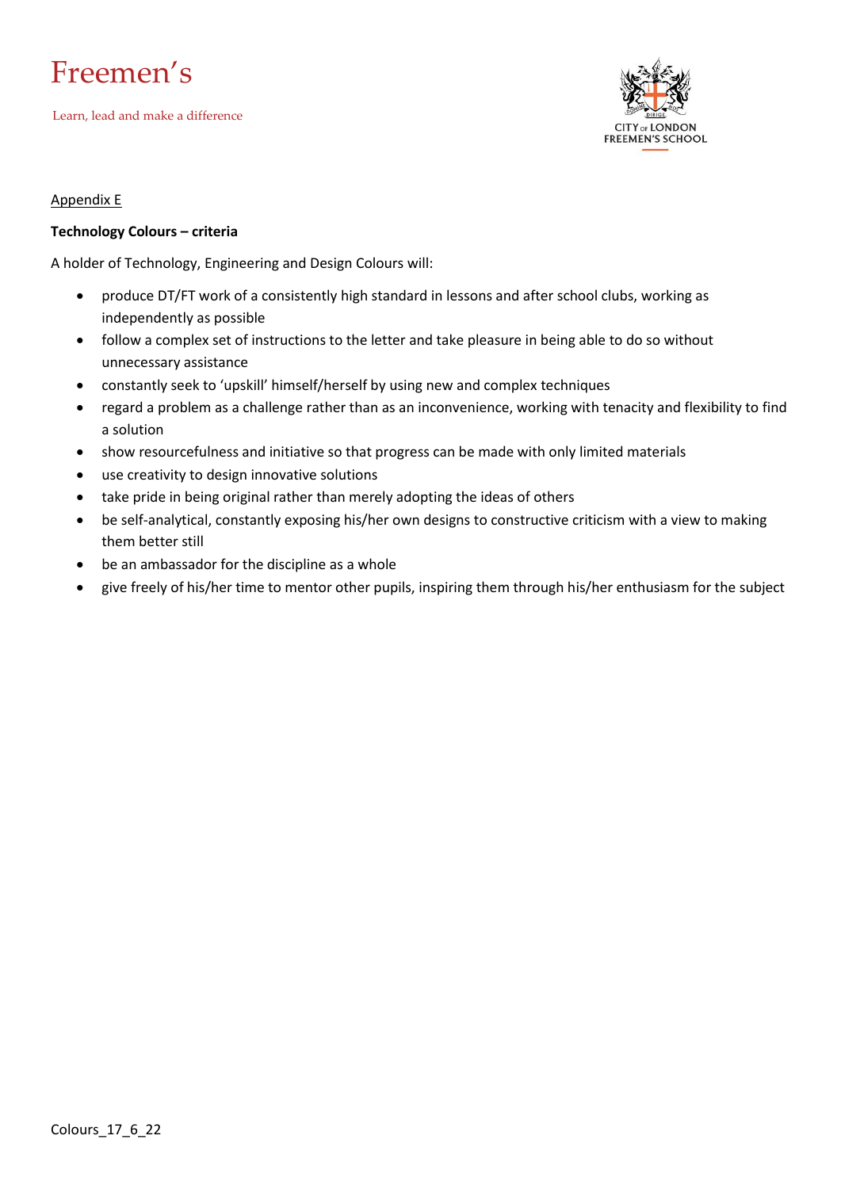Appendix E

**Technology Colours – criteria**

A holder of Technology, Engineering and Design Colours will:

- produce DT/FT work of a consistently high standard in lessons and after school clubs, working as independently as possible
- follow a complex set of instructions to the letter and take pleasure in being able to do so without unnecessary assistance
- constantly seek to 'upskill' himself/herself by using new and complex techniques
- regard a problem as a challenge rather than as an inconvenience, working with tenacity and flexibility to find a solution
- show resourcefulness and initiative so that progress can be made with only limited materials
- use creativity to design innovative solutions
- take pride in being original rather than merely adopting the ideas of others
- be self-analytical, constantly exposing his/her own designs to constructive criticism with a view to making them better still
- be an ambassador for the discipline as a whole
- give freely of his/her time to mentor other pupils, inspiring them through his/her enthusiasm for the subject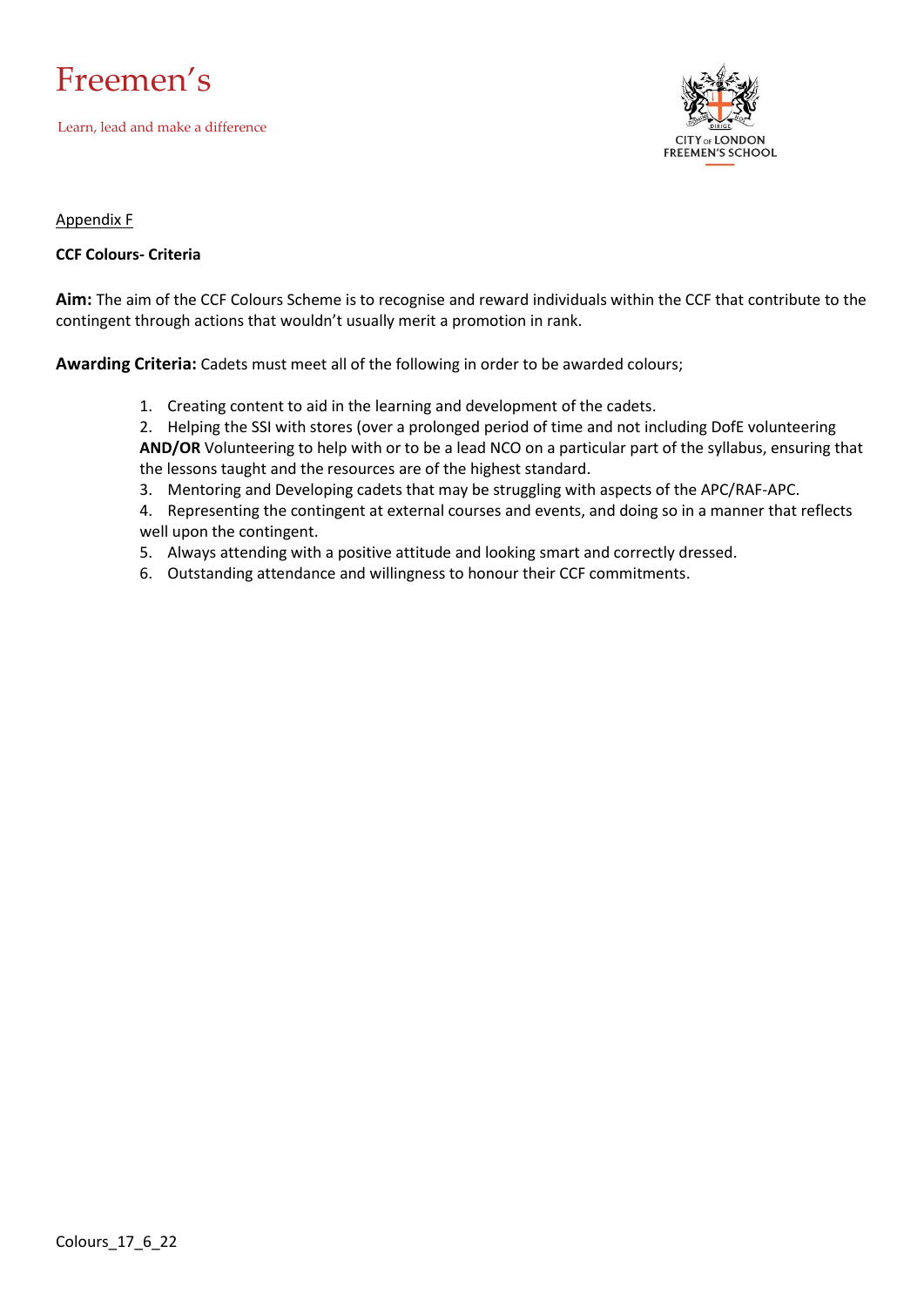Appendix F

**CCF Colours- Criteria**

**Aim:** The aim of the CCF Colours Scheme is to recognise and reward individuals within the CCF that contribute to the contingent through actions that wouldn't usually merit a promotion in rank.

**Awarding Criteria:** Cadets must meet all of the following in order to be awarded colours;

1. Creating content to aid in the learning and development of the cadets.
2. Helping the SSI with stores (over a prolonged period of time and not including DofE volunteering **AND/OR** Volunteering to help with or to be a lead NCO on a particular part of the syllabus, ensuring that the lessons taught and the resources are of the highest standard.
3. Mentoring and Developing cadets that may be struggling with aspects of the APC/RAF-APC.
4. Representing the contingent at external courses and events, and doing so in a manner that reflects well upon the contingent.
5. Always attending with a positive attitude and looking smart and correctly dressed.
6. Outstanding attendance and willingness to honour their CCF commitments.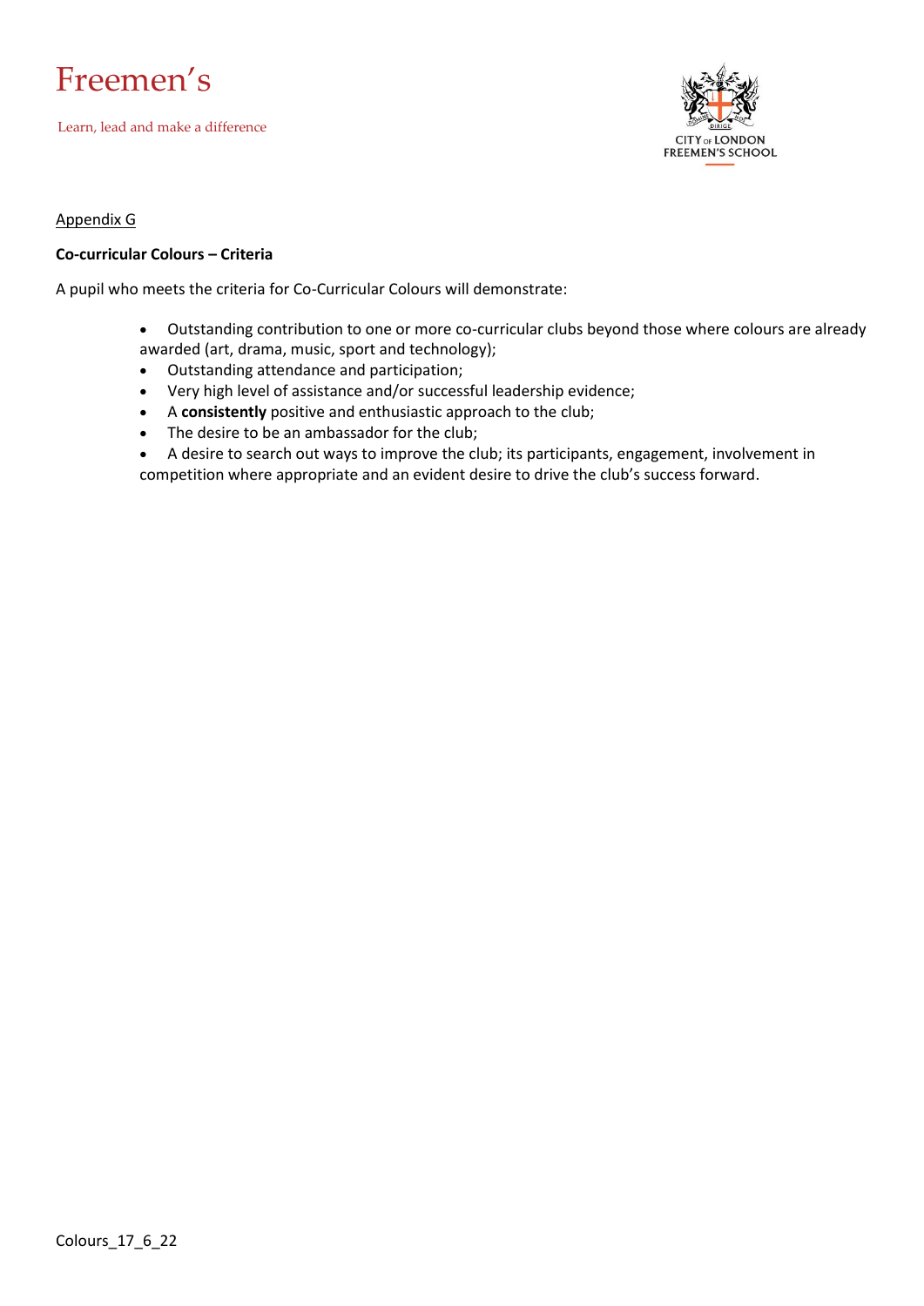Appendix G

**Co-curricular Colours – Criteria**

A pupil who meets the criteria for Co-Curricular Colours will demonstrate:

- Outstanding contribution to one or more co-curricular clubs beyond those where colours are already awarded (art, drama, music, sport and technology);
- Outstanding attendance and participation;
- Very high level of assistance and/or successful leadership evidence;
- A **consistently** positive and enthusiastic approach to the club;
- The desire to be an ambassador for the club;
- A desire to search out ways to improve the club; its participants, engagement, involvement in competition where appropriate and an evident desire to drive the club's success forward.